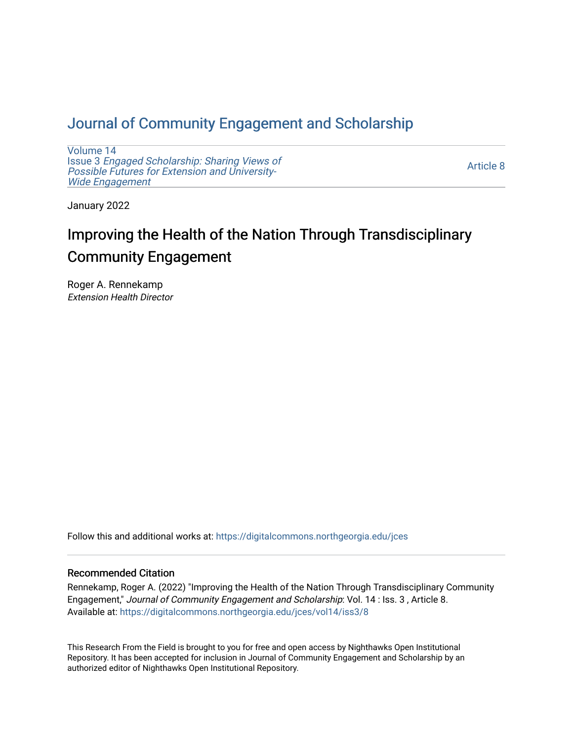# Journal of Community Engagement and Scholarship

Volume 14
Issue 3 *Engaged Scholarship: Sharing Views of Possible Futures for Extension and University-Wide Engagement*

Article 8

January 2022

## Improving the Health of the Nation Through Transdisciplinary Community Engagement

Roger A. Rennekamp
*Extension Health Director*

Follow this and additional works at: https://digitalcommons.northgeorgia.edu/jces

### Recommended Citation

Rennekamp, Roger A. (2022) "Improving the Health of the Nation Through Transdisciplinary Community Engagement," *Journal of Community Engagement and Scholarship*: Vol. 14 : Iss. 3 , Article 8.
Available at: https://digitalcommons.northgeorgia.edu/jces/vol14/iss3/8

This Research From the Field is brought to you for free and open access by Nighthawks Open Institutional Repository. It has been accepted for inclusion in Journal of Community Engagement and Scholarship by an authorized editor of Nighthawks Open Institutional Repository.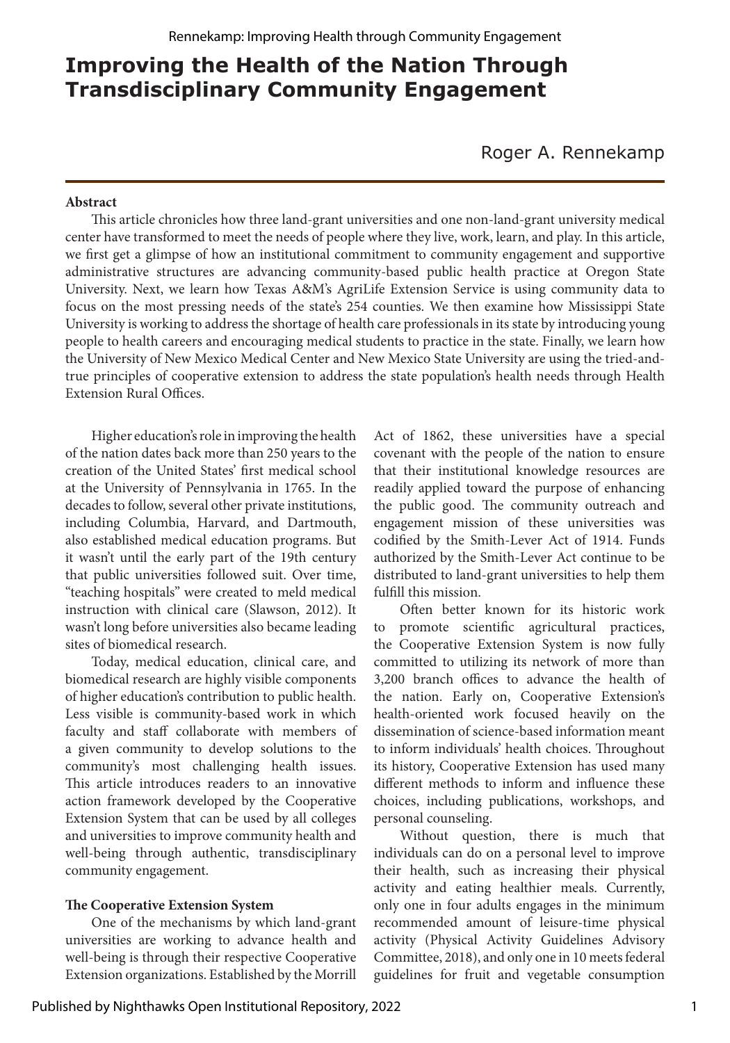# Improving the Health of the Nation Through Transdisciplinary Community Engagement

Roger A. Rennekamp

**Abstract**

This article chronicles how three land-grant universities and one non-land-grant university medical center have transformed to meet the needs of people where they live, work, learn, and play. In this article, we first get a glimpse of how an institutional commitment to community engagement and supportive administrative structures are advancing community-based public health practice at Oregon State University. Next, we learn how Texas A&M's AgriLife Extension Service is using community data to focus on the most pressing needs of the state's 254 counties. We then examine how Mississippi State University is working to address the shortage of health care professionals in its state by introducing young people to health careers and encouraging medical students to practice in the state. Finally, we learn how the University of New Mexico Medical Center and New Mexico State University are using the tried-and-true principles of cooperative extension to address the state population's health needs through Health Extension Rural Offices.

Higher education's role in improving the health of the nation dates back more than 250 years to the creation of the United States' first medical school at the University of Pennsylvania in 1765. In the decades to follow, several other private institutions, including Columbia, Harvard, and Dartmouth, also established medical education programs. But it wasn't until the early part of the 19th century that public universities followed suit. Over time, "teaching hospitals" were created to meld medical instruction with clinical care (Slawson, 2012). It wasn't long before universities also became leading sites of biomedical research.

Today, medical education, clinical care, and biomedical research are highly visible components of higher education's contribution to public health. Less visible is community-based work in which faculty and staff collaborate with members of a given community to develop solutions to the community's most challenging health issues. This article introduces readers to an innovative action framework developed by the Cooperative Extension System that can be used by all colleges and universities to improve community health and well-being through authentic, transdisciplinary community engagement.

**The Cooperative Extension System**

One of the mechanisms by which land-grant universities are working to advance health and well-being is through their respective Cooperative Extension organizations. Established by the Morrill Act of 1862, these universities have a special covenant with the people of the nation to ensure that their institutional knowledge resources are readily applied toward the purpose of enhancing the public good. The community outreach and engagement mission of these universities was codified by the Smith-Lever Act of 1914. Funds authorized by the Smith-Lever Act continue to be distributed to land-grant universities to help them fulfill this mission.

Often better known for its historic work to promote scientific agricultural practices, the Cooperative Extension System is now fully committed to utilizing its network of more than 3,200 branch offices to advance the health of the nation. Early on, Cooperative Extension's health-oriented work focused heavily on the dissemination of science-based information meant to inform individuals' health choices. Throughout its history, Cooperative Extension has used many different methods to inform and influence these choices, including publications, workshops, and personal counseling.

Without question, there is much that individuals can do on a personal level to improve their health, such as increasing their physical activity and eating healthier meals. Currently, only one in four adults engages in the minimum recommended amount of leisure-time physical activity (Physical Activity Guidelines Advisory Committee, 2018), and only one in 10 meets federal guidelines for fruit and vegetable consumption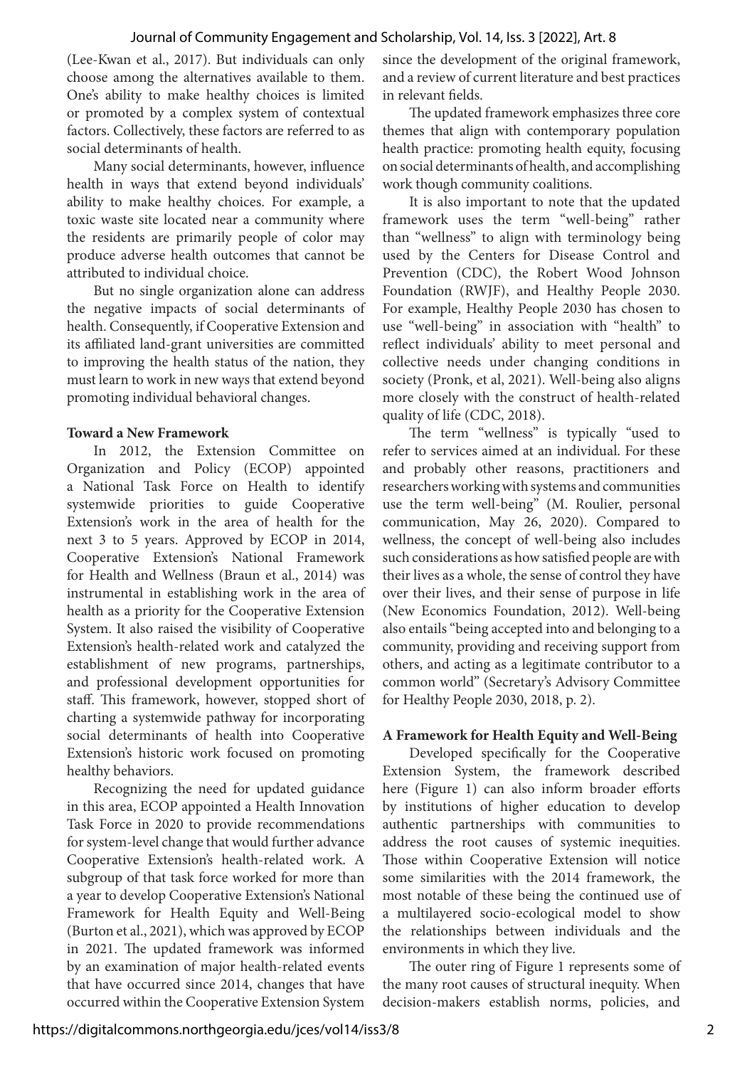(Lee-Kwan et al., 2017). But individuals can only choose among the alternatives available to them. One's ability to make healthy choices is limited or promoted by a complex system of contextual factors. Collectively, these factors are referred to as social determinants of health.

Many social determinants, however, influence health in ways that extend beyond individuals' ability to make healthy choices. For example, a toxic waste site located near a community where the residents are primarily people of color may produce adverse health outcomes that cannot be attributed to individual choice.

But no single organization alone can address the negative impacts of social determinants of health. Consequently, if Cooperative Extension and its affiliated land-grant universities are committed to improving the health status of the nation, they must learn to work in new ways that extend beyond promoting individual behavioral changes.

**Toward a New Framework**

In 2012, the Extension Committee on Organization and Policy (ECOP) appointed a National Task Force on Health to identify systemwide priorities to guide Cooperative Extension's work in the area of health for the next 3 to 5 years. Approved by ECOP in 2014, Cooperative Extension's National Framework for Health and Wellness (Braun et al., 2014) was instrumental in establishing work in the area of health as a priority for the Cooperative Extension System. It also raised the visibility of Cooperative Extension's health-related work and catalyzed the establishment of new programs, partnerships, and professional development opportunities for staff. This framework, however, stopped short of charting a systemwide pathway for incorporating social determinants of health into Cooperative Extension's historic work focused on promoting healthy behaviors.

Recognizing the need for updated guidance in this area, ECOP appointed a Health Innovation Task Force in 2020 to provide recommendations for system-level change that would further advance Cooperative Extension's health-related work. A subgroup of that task force worked for more than a year to develop Cooperative Extension's National Framework for Health Equity and Well-Being (Burton et al., 2021), which was approved by ECOP in 2021. The updated framework was informed by an examination of major health-related events that have occurred since 2014, changes that have occurred within the Cooperative Extension System since the development of the original framework, and a review of current literature and best practices in relevant fields.

The updated framework emphasizes three core themes that align with contemporary population health practice: promoting health equity, focusing on social determinants of health, and accomplishing work though community coalitions.

It is also important to note that the updated framework uses the term "well-being" rather than "wellness" to align with terminology being used by the Centers for Disease Control and Prevention (CDC), the Robert Wood Johnson Foundation (RWJF), and Healthy People 2030. For example, Healthy People 2030 has chosen to use "well-being" in association with "health" to reflect individuals' ability to meet personal and collective needs under changing conditions in society (Pronk, et al, 2021). Well-being also aligns more closely with the construct of health-related quality of life (CDC, 2018).

The term "wellness" is typically "used to refer to services aimed at an individual. For these and probably other reasons, practitioners and researchers working with systems and communities use the term well-being" (M. Roulier, personal communication, May 26, 2020). Compared to wellness, the concept of well-being also includes such considerations as how satisfied people are with their lives as a whole, the sense of control they have over their lives, and their sense of purpose in life (New Economics Foundation, 2012). Well-being also entails "being accepted into and belonging to a community, providing and receiving support from others, and acting as a legitimate contributor to a common world" (Secretary's Advisory Committee for Healthy People 2030, 2018, p. 2).

**A Framework for Health Equity and Well-Being**

Developed specifically for the Cooperative Extension System, the framework described here (Figure 1) can also inform broader efforts by institutions of higher education to develop authentic partnerships with communities to address the root causes of systemic inequities. Those within Cooperative Extension will notice some similarities with the 2014 framework, the most notable of these being the continued use of a multilayered socio-ecological model to show the relationships between individuals and the environments in which they live.

The outer ring of Figure 1 represents some of the many root causes of structural inequity. When decision-makers establish norms, policies, and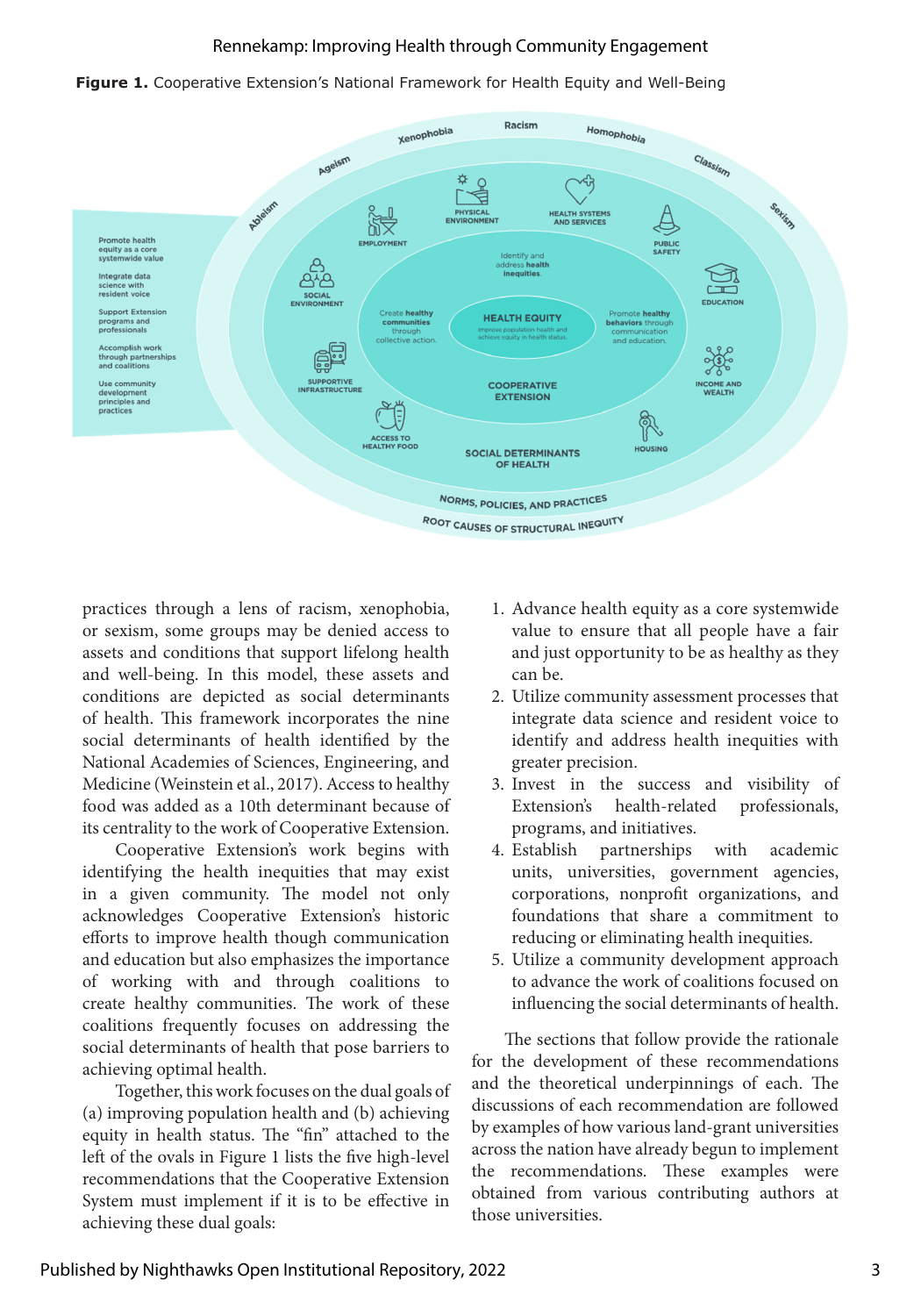**Figure 1.** Cooperative Extension's National Framework for Health Equity and Well-Being

practices through a lens of racism, xenophobia, or sexism, some groups may be denied access to assets and conditions that support lifelong health and well-being. In this model, these assets and conditions are depicted as social determinants of health. This framework incorporates the nine social determinants of health identified by the National Academies of Sciences, Engineering, and Medicine (Weinstein et al., 2017). Access to healthy food was added as a 10th determinant because of its centrality to the work of Cooperative Extension.

Cooperative Extension's work begins with identifying the health inequities that may exist in a given community. The model not only acknowledges Cooperative Extension's historic efforts to improve health though communication and education but also emphasizes the importance of working with and through coalitions to create healthy communities. The work of these coalitions frequently focuses on addressing the social determinants of health that pose barriers to achieving optimal health.

Together, this work focuses on the dual goals of (a) improving population health and (b) achieving equity in health status. The "fin" attached to the left of the ovals in Figure 1 lists the five high-level recommendations that the Cooperative Extension System must implement if it is to be effective in achieving these dual goals:

1. Advance health equity as a core systemwide value to ensure that all people have a fair and just opportunity to be as healthy as they can be.
2. Utilize community assessment processes that integrate data science and resident voice to identify and address health inequities with greater precision.
3. Invest in the success and visibility of Extension's health-related professionals, programs, and initiatives.
4. Establish partnerships with academic units, universities, government agencies, corporations, nonprofit organizations, and foundations that share a commitment to reducing or eliminating health inequities.
5. Utilize a community development approach to advance the work of coalitions focused on influencing the social determinants of health.

The sections that follow provide the rationale for the development of these recommendations and the theoretical underpinnings of each. The discussions of each recommendation are followed by examples of how various land-grant universities across the nation have already begun to implement the recommendations. These examples were obtained from various contributing authors at those universities.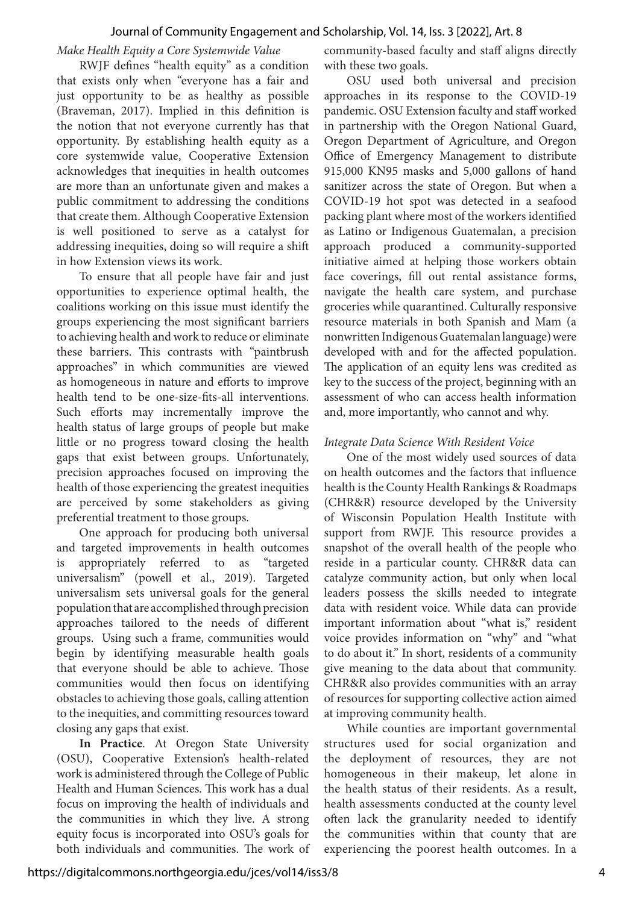### *Make Health Equity a Core Systemwide Value*

RWJF defines "health equity" as a condition that exists only when "everyone has a fair and just opportunity to be as healthy as possible (Braveman, 2017). Implied in this definition is the notion that not everyone currently has that opportunity. By establishing health equity as a core systemwide value, Cooperative Extension acknowledges that inequities in health outcomes are more than an unfortunate given and makes a public commitment to addressing the conditions that create them. Although Cooperative Extension is well positioned to serve as a catalyst for addressing inequities, doing so will require a shift in how Extension views its work.

To ensure that all people have fair and just opportunities to experience optimal health, the coalitions working on this issue must identify the groups experiencing the most significant barriers to achieving health and work to reduce or eliminate these barriers. This contrasts with "paintbrush approaches" in which communities are viewed as homogeneous in nature and efforts to improve health tend to be one-size-fits-all interventions. Such efforts may incrementally improve the health status of large groups of people but make little or no progress toward closing the health gaps that exist between groups. Unfortunately, precision approaches focused on improving the health of those experiencing the greatest inequities are perceived by some stakeholders as giving preferential treatment to those groups.

One approach for producing both universal and targeted improvements in health outcomes is appropriately referred to as "targeted universalism" (powell et al., 2019). Targeted universalism sets universal goals for the general population that are accomplished through precision approaches tailored to the needs of different groups. Using such a frame, communities would begin by identifying measurable health goals that everyone should be able to achieve. Those communities would then focus on identifying obstacles to achieving those goals, calling attention to the inequities, and committing resources toward closing any gaps that exist.

**In Practice**. At Oregon State University (OSU), Cooperative Extension's health-related work is administered through the College of Public Health and Human Sciences. This work has a dual focus on improving the health of individuals and the communities in which they live. A strong equity focus is incorporated into OSU's goals for both individuals and communities. The work of community-based faculty and staff aligns directly with these two goals.

OSU used both universal and precision approaches in its response to the COVID-19 pandemic. OSU Extension faculty and staff worked in partnership with the Oregon National Guard, Oregon Department of Agriculture, and Oregon Office of Emergency Management to distribute 915,000 KN95 masks and 5,000 gallons of hand sanitizer across the state of Oregon. But when a COVID-19 hot spot was detected in a seafood packing plant where most of the workers identified as Latino or Indigenous Guatemalan, a precision approach produced a community-supported initiative aimed at helping those workers obtain face coverings, fill out rental assistance forms, navigate the health care system, and purchase groceries while quarantined. Culturally responsive resource materials in both Spanish and Mam (a nonwritten Indigenous Guatemalan language) were developed with and for the affected population. The application of an equity lens was credited as key to the success of the project, beginning with an assessment of who can access health information and, more importantly, who cannot and why.

### *Integrate Data Science With Resident Voice*

One of the most widely used sources of data on health outcomes and the factors that influence health is the County Health Rankings & Roadmaps (CHR&R) resource developed by the University of Wisconsin Population Health Institute with support from RWJF. This resource provides a snapshot of the overall health of the people who reside in a particular county. CHR&R data can catalyze community action, but only when local leaders possess the skills needed to integrate data with resident voice. While data can provide important information about "what is," resident voice provides information on "why" and "what to do about it." In short, residents of a community give meaning to the data about that community. CHR&R also provides communities with an array of resources for supporting collective action aimed at improving community health.

While counties are important governmental structures used for social organization and the deployment of resources, they are not homogeneous in their makeup, let alone in the health status of their residents. As a result, health assessments conducted at the county level often lack the granularity needed to identify the communities within that county that are experiencing the poorest health outcomes. In a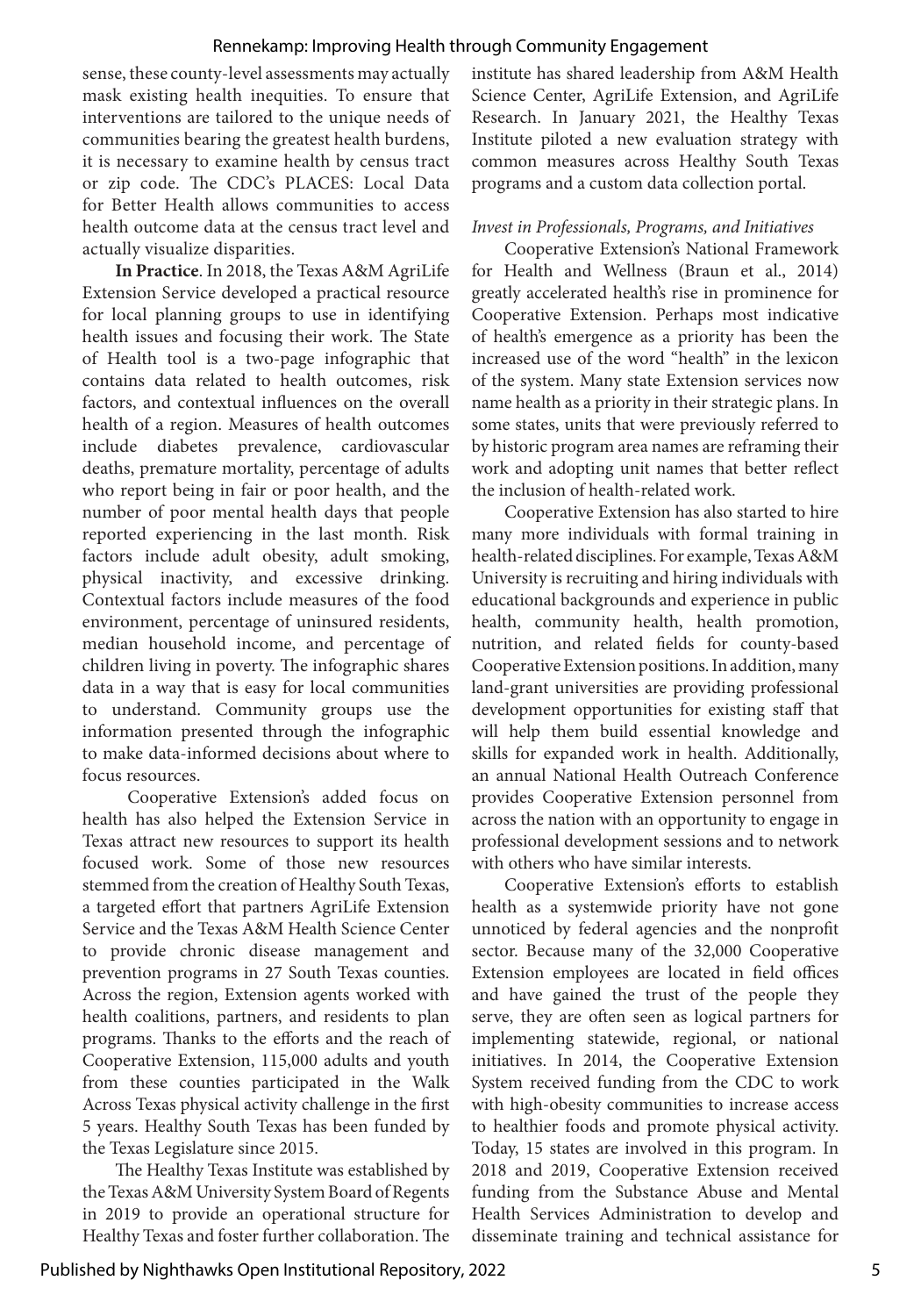sense, these county-level assessments may actually mask existing health inequities. To ensure that interventions are tailored to the unique needs of communities bearing the greatest health burdens, it is necessary to examine health by census tract or zip code. The CDC's PLACES: Local Data for Better Health allows communities to access health outcome data at the census tract level and actually visualize disparities.

**In Practice**. In 2018, the Texas A&M AgriLife Extension Service developed a practical resource for local planning groups to use in identifying health issues and focusing their work. The State of Health tool is a two-page infographic that contains data related to health outcomes, risk factors, and contextual influences on the overall health of a region. Measures of health outcomes include diabetes prevalence, cardiovascular deaths, premature mortality, percentage of adults who report being in fair or poor health, and the number of poor mental health days that people reported experiencing in the last month. Risk factors include adult obesity, adult smoking, physical inactivity, and excessive drinking. Contextual factors include measures of the food environment, percentage of uninsured residents, median household income, and percentage of children living in poverty. The infographic shares data in a way that is easy for local communities to understand. Community groups use the information presented through the infographic to make data-informed decisions about where to focus resources.

Cooperative Extension's added focus on health has also helped the Extension Service in Texas attract new resources to support its health focused work. Some of those new resources stemmed from the creation of Healthy South Texas, a targeted effort that partners AgriLife Extension Service and the Texas A&M Health Science Center to provide chronic disease management and prevention programs in 27 South Texas counties. Across the region, Extension agents worked with health coalitions, partners, and residents to plan programs. Thanks to the efforts and the reach of Cooperative Extension, 115,000 adults and youth from these counties participated in the Walk Across Texas physical activity challenge in the first 5 years. Healthy South Texas has been funded by the Texas Legislature since 2015.

The Healthy Texas Institute was established by the Texas A&M University System Board of Regents in 2019 to provide an operational structure for Healthy Texas and foster further collaboration. The institute has shared leadership from A&M Health Science Center, AgriLife Extension, and AgriLife Research. In January 2021, the Healthy Texas Institute piloted a new evaluation strategy with common measures across Healthy South Texas programs and a custom data collection portal.

*Invest in Professionals, Programs, and Initiatives*

Cooperative Extension's National Framework for Health and Wellness (Braun et al., 2014) greatly accelerated health's rise in prominence for Cooperative Extension. Perhaps most indicative of health's emergence as a priority has been the increased use of the word "health" in the lexicon of the system. Many state Extension services now name health as a priority in their strategic plans. In some states, units that were previously referred to by historic program area names are reframing their work and adopting unit names that better reflect the inclusion of health-related work.

Cooperative Extension has also started to hire many more individuals with formal training in health-related disciplines. For example, Texas A&M University is recruiting and hiring individuals with educational backgrounds and experience in public health, community health, health promotion, nutrition, and related fields for county-based Cooperative Extension positions. In addition, many land-grant universities are providing professional development opportunities for existing staff that will help them build essential knowledge and skills for expanded work in health. Additionally, an annual National Health Outreach Conference provides Cooperative Extension personnel from across the nation with an opportunity to engage in professional development sessions and to network with others who have similar interests.

Cooperative Extension's efforts to establish health as a systemwide priority have not gone unnoticed by federal agencies and the nonprofit sector. Because many of the 32,000 Cooperative Extension employees are located in field offices and have gained the trust of the people they serve, they are often seen as logical partners for implementing statewide, regional, or national initiatives. In 2014, the Cooperative Extension System received funding from the CDC to work with high-obesity communities to increase access to healthier foods and promote physical activity. Today, 15 states are involved in this program. In 2018 and 2019, Cooperative Extension received funding from the Substance Abuse and Mental Health Services Administration to develop and disseminate training and technical assistance for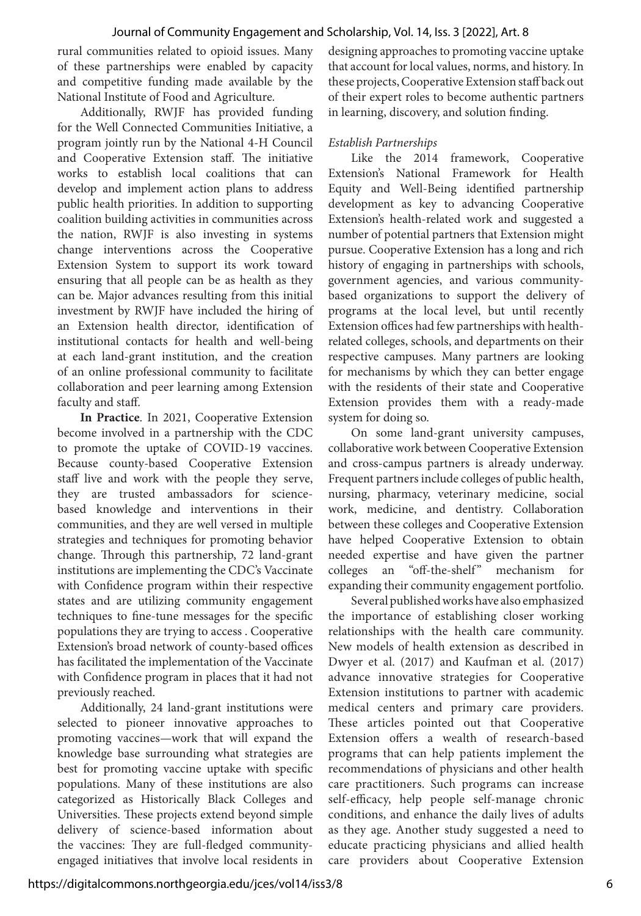rural communities related to opioid issues. Many of these partnerships were enabled by capacity and competitive funding made available by the National Institute of Food and Agriculture.

Additionally, RWJF has provided funding for the Well Connected Communities Initiative, a program jointly run by the National 4-H Council and Cooperative Extension staff. The initiative works to establish local coalitions that can develop and implement action plans to address public health priorities. In addition to supporting coalition building activities in communities across the nation, RWJF is also investing in systems change interventions across the Cooperative Extension System to support its work toward ensuring that all people can be as health as they can be. Major advances resulting from this initial investment by RWJF have included the hiring of an Extension health director, identification of institutional contacts for health and well-being at each land-grant institution, and the creation of an online professional community to facilitate collaboration and peer learning among Extension faculty and staff.

**In Practice**. In 2021, Cooperative Extension become involved in a partnership with the CDC to promote the uptake of COVID-19 vaccines. Because county-based Cooperative Extension staff live and work with the people they serve, they are trusted ambassadors for science-based knowledge and interventions in their communities, and they are well versed in multiple strategies and techniques for promoting behavior change. Through this partnership, 72 land-grant institutions are implementing the CDC's Vaccinate with Confidence program within their respective states and are utilizing community engagement techniques to fine-tune messages for the specific populations they are trying to access . Cooperative Extension's broad network of county-based offices has facilitated the implementation of the Vaccinate with Confidence program in places that it had not previously reached.

Additionally, 24 land-grant institutions were selected to pioneer innovative approaches to promoting vaccines—work that will expand the knowledge base surrounding what strategies are best for promoting vaccine uptake with specific populations. Many of these institutions are also categorized as Historically Black Colleges and Universities. These projects extend beyond simple delivery of science-based information about the vaccines: They are full-fledged community-engaged initiatives that involve local residents in designing approaches to promoting vaccine uptake that account for local values, norms, and history. In these projects, Cooperative Extension staff back out of their expert roles to become authentic partners in learning, discovery, and solution finding.

*Establish Partnerships*

Like the 2014 framework, Cooperative Extension's National Framework for Health Equity and Well-Being identified partnership development as key to advancing Cooperative Extension's health-related work and suggested a number of potential partners that Extension might pursue. Cooperative Extension has a long and rich history of engaging in partnerships with schools, government agencies, and various community-based organizations to support the delivery of programs at the local level, but until recently Extension offices had few partnerships with health-related colleges, schools, and departments on their respective campuses. Many partners are looking for mechanisms by which they can better engage with the residents of their state and Cooperative Extension provides them with a ready-made system for doing so.

On some land-grant university campuses, collaborative work between Cooperative Extension and cross-campus partners is already underway. Frequent partners include colleges of public health, nursing, pharmacy, veterinary medicine, social work, medicine, and dentistry. Collaboration between these colleges and Cooperative Extension have helped Cooperative Extension to obtain needed expertise and have given the partner colleges an "off-the-shelf" mechanism for expanding their community engagement portfolio.

Several published works have also emphasized the importance of establishing closer working relationships with the health care community. New models of health extension as described in Dwyer et al. (2017) and Kaufman et al. (2017) advance innovative strategies for Cooperative Extension institutions to partner with academic medical centers and primary care providers. These articles pointed out that Cooperative Extension offers a wealth of research-based programs that can help patients implement the recommendations of physicians and other health care practitioners. Such programs can increase self-efficacy, help people self-manage chronic conditions, and enhance the daily lives of adults as they age. Another study suggested a need to educate practicing physicians and allied health care providers about Cooperative Extension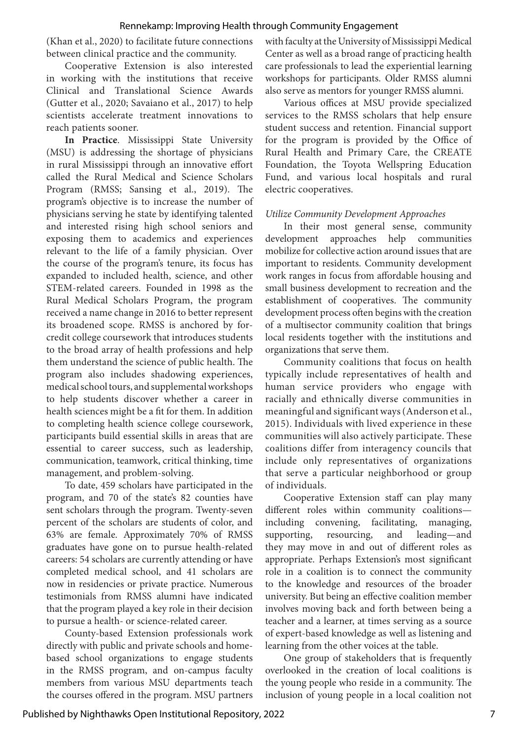(Khan et al., 2020) to facilitate future connections between clinical practice and the community.

Cooperative Extension is also interested in working with the institutions that receive Clinical and Translational Science Awards (Gutter et al., 2020; Savaiano et al., 2017) to help scientists accelerate treatment innovations to reach patients sooner.

**In Practice**. Mississippi State University (MSU) is addressing the shortage of physicians in rural Mississippi through an innovative effort called the Rural Medical and Science Scholars Program (RMSS; Sansing et al., 2019). The program's objective is to increase the number of physicians serving he state by identifying talented and interested rising high school seniors and exposing them to academics and experiences relevant to the life of a family physician. Over the course of the program's tenure, its focus has expanded to included health, science, and other STEM-related careers. Founded in 1998 as the Rural Medical Scholars Program, the program received a name change in 2016 to better represent its broadened scope. RMSS is anchored by for-credit college coursework that introduces students to the broad array of health professions and help them understand the science of public health. The program also includes shadowing experiences, medical school tours, and supplemental workshops to help students discover whether a career in health sciences might be a fit for them. In addition to completing health science college coursework, participants build essential skills in areas that are essential to career success, such as leadership, communication, teamwork, critical thinking, time management, and problem-solving.

To date, 459 scholars have participated in the program, and 70 of the state's 82 counties have sent scholars through the program. Twenty-seven percent of the scholars are students of color, and 63% are female. Approximately 70% of RMSS graduates have gone on to pursue health-related careers: 54 scholars are currently attending or have completed medical school, and 41 scholars are now in residencies or private practice. Numerous testimonials from RMSS alumni have indicated that the program played a key role in their decision to pursue a health- or science-related career.

County-based Extension professionals work directly with public and private schools and home-based school organizations to engage students in the RMSS program, and on-campus faculty members from various MSU departments teach the courses offered in the program. MSU partners with faculty at the University of Mississippi Medical Center as well as a broad range of practicing health care professionals to lead the experiential learning workshops for participants. Older RMSS alumni also serve as mentors for younger RMSS alumni.

Various offices at MSU provide specialized services to the RMSS scholars that help ensure student success and retention. Financial support for the program is provided by the Office of Rural Health and Primary Care, the CREATE Foundation, the Toyota Wellspring Education Fund, and various local hospitals and rural electric cooperatives.

*Utilize Community Development Approaches*

In their most general sense, community development approaches help communities mobilize for collective action around issues that are important to residents. Community development work ranges in focus from affordable housing and small business development to recreation and the establishment of cooperatives. The community development process often begins with the creation of a multisector community coalition that brings local residents together with the institutions and organizations that serve them.

Community coalitions that focus on health typically include representatives of health and human service providers who engage with racially and ethnically diverse communities in meaningful and significant ways (Anderson et al., 2015). Individuals with lived experience in these communities will also actively participate. These coalitions differ from interagency councils that include only representatives of organizations that serve a particular neighborhood or group of individuals.

Cooperative Extension staff can play many different roles within community coalitions—including convening, facilitating, managing, supporting, resourcing, and leading—and they may move in and out of different roles as appropriate. Perhaps Extension's most significant role in a coalition is to connect the community to the knowledge and resources of the broader university. But being an effective coalition member involves moving back and forth between being a teacher and a learner, at times serving as a source of expert-based knowledge as well as listening and learning from the other voices at the table.

One group of stakeholders that is frequently overlooked in the creation of local coalitions is the young people who reside in a community. The inclusion of young people in a local coalition not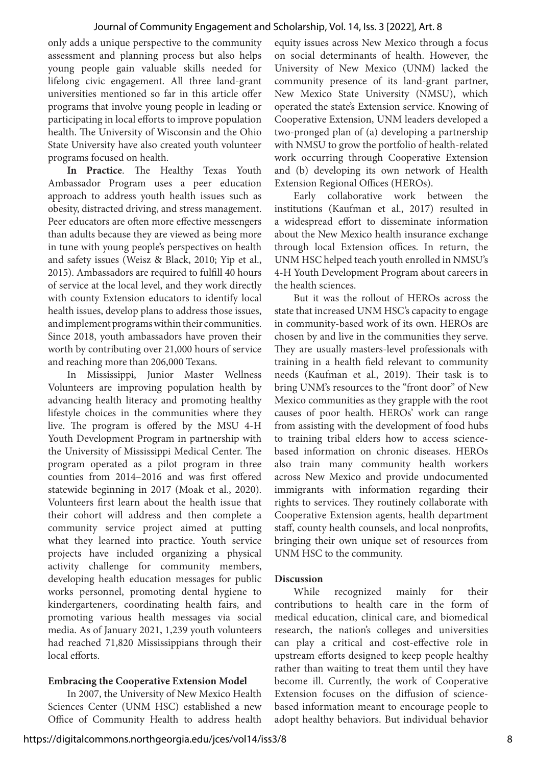only adds a unique perspective to the community assessment and planning process but also helps young people gain valuable skills needed for lifelong civic engagement. All three land-grant universities mentioned so far in this article offer programs that involve young people in leading or participating in local efforts to improve population health. The University of Wisconsin and the Ohio State University have also created youth volunteer programs focused on health.

**In Practice**. The Healthy Texas Youth Ambassador Program uses a peer education approach to address youth health issues such as obesity, distracted driving, and stress management. Peer educators are often more effective messengers than adults because they are viewed as being more in tune with young people's perspectives on health and safety issues (Weisz & Black, 2010; Yip et al., 2015). Ambassadors are required to fulfill 40 hours of service at the local level, and they work directly with county Extension educators to identify local health issues, develop plans to address those issues, and implement programs within their communities. Since 2018, youth ambassadors have proven their worth by contributing over 21,000 hours of service and reaching more than 206,000 Texans.

In Mississippi, Junior Master Wellness Volunteers are improving population health by advancing health literacy and promoting healthy lifestyle choices in the communities where they live. The program is offered by the MSU 4-H Youth Development Program in partnership with the University of Mississippi Medical Center. The program operated as a pilot program in three counties from 2014–2016 and was first offered statewide beginning in 2017 (Moak et al., 2020). Volunteers first learn about the health issue that their cohort will address and then complete a community service project aimed at putting what they learned into practice. Youth service projects have included organizing a physical activity challenge for community members, developing health education messages for public works personnel, promoting dental hygiene to kindergarteners, coordinating health fairs, and promoting various health messages via social media. As of January 2021, 1,239 youth volunteers had reached 71,820 Mississippians through their local efforts.

**Embracing the Cooperative Extension Model**

In 2007, the University of New Mexico Health Sciences Center (UNM HSC) established a new Office of Community Health to address health equity issues across New Mexico through a focus on social determinants of health. However, the University of New Mexico (UNM) lacked the community presence of its land-grant partner, New Mexico State University (NMSU), which operated the state's Extension service. Knowing of Cooperative Extension, UNM leaders developed a two-pronged plan of (a) developing a partnership with NMSU to grow the portfolio of health-related work occurring through Cooperative Extension and (b) developing its own network of Health Extension Regional Offices (HEROs).

Early collaborative work between the institutions (Kaufman et al., 2017) resulted in a widespread effort to disseminate information about the New Mexico health insurance exchange through local Extension offices. In return, the UNM HSC helped teach youth enrolled in NMSU's 4-H Youth Development Program about careers in the health sciences.

But it was the rollout of HEROs across the state that increased UNM HSC's capacity to engage in community-based work of its own. HEROs are chosen by and live in the communities they serve. They are usually masters-level professionals with training in a health field relevant to community needs (Kaufman et al., 2019). Their task is to bring UNM's resources to the "front door" of New Mexico communities as they grapple with the root causes of poor health. HEROs' work can range from assisting with the development of food hubs to training tribal elders how to access science-based information on chronic diseases. HEROs also train many community health workers across New Mexico and provide undocumented immigrants with information regarding their rights to services. They routinely collaborate with Cooperative Extension agents, health department staff, county health counsels, and local nonprofits, bringing their own unique set of resources from UNM HSC to the community.

**Discussion**

While recognized mainly for their contributions to health care in the form of medical education, clinical care, and biomedical research, the nation's colleges and universities can play a critical and cost-effective role in upstream efforts designed to keep people healthy rather than waiting to treat them until they have become ill. Currently, the work of Cooperative Extension focuses on the diffusion of science-based information meant to encourage people to adopt healthy behaviors. But individual behavior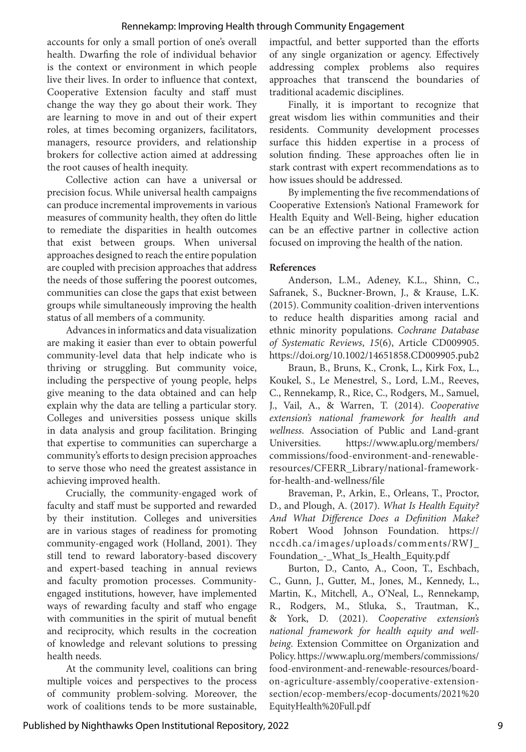accounts for only a small portion of one's overall health. Dwarfing the role of individual behavior is the context or environment in which people live their lives. In order to influence that context, Cooperative Extension faculty and staff must change the way they go about their work. They are learning to move in and out of their expert roles, at times becoming organizers, facilitators, managers, resource providers, and relationship brokers for collective action aimed at addressing the root causes of health inequity.

Collective action can have a universal or precision focus. While universal health campaigns can produce incremental improvements in various measures of community health, they often do little to remediate the disparities in health outcomes that exist between groups. When universal approaches designed to reach the entire population are coupled with precision approaches that address the needs of those suffering the poorest outcomes, communities can close the gaps that exist between groups while simultaneously improving the health status of all members of a community.

Advances in informatics and data visualization are making it easier than ever to obtain powerful community-level data that help indicate who is thriving or struggling. But community voice, including the perspective of young people, helps give meaning to the data obtained and can help explain why the data are telling a particular story. Colleges and universities possess unique skills in data analysis and group facilitation. Bringing that expertise to communities can supercharge a community's efforts to design precision approaches to serve those who need the greatest assistance in achieving improved health.

Crucially, the community-engaged work of faculty and staff must be supported and rewarded by their institution. Colleges and universities are in various stages of readiness for promoting community-engaged work (Holland, 2001). They still tend to reward laboratory-based discovery and expert-based teaching in annual reviews and faculty promotion processes. Community-engaged institutions, however, have implemented ways of rewarding faculty and staff who engage with communities in the spirit of mutual benefit and reciprocity, which results in the cocreation of knowledge and relevant solutions to pressing health needs.

At the community level, coalitions can bring multiple voices and perspectives to the process of community problem-solving. Moreover, the work of coalitions tends to be more sustainable, impactful, and better supported than the efforts of any single organization or agency. Effectively addressing complex problems also requires approaches that transcend the boundaries of traditional academic disciplines.

Finally, it is important to recognize that great wisdom lies within communities and their residents. Community development processes surface this hidden expertise in a process of solution finding. These approaches often lie in stark contrast with expert recommendations as to how issues should be addressed.

By implementing the five recommendations of Cooperative Extension's National Framework for Health Equity and Well-Being, higher education can be an effective partner in collective action focused on improving the health of the nation.

**References**

Anderson, L.M., Adeney, K.L., Shinn, C., Safranek, S., Buckner-Brown, J., & Krause, L.K. (2015). Community coalition-driven interventions to reduce health disparities among racial and ethnic minority populations. *Cochrane Database of Systematic Reviews*, *15*(6), Article CD009905. https://doi.org/10.1002/14651858.CD009905.pub2

Braun, B., Bruns, K., Cronk, L., Kirk Fox, L., Koukel, S., Le Menestrel, S., Lord, L.M., Reeves, C., Rennekamp, R., Rice, C., Rodgers, M., Samuel, J., Vail, A., & Warren, T. (2014). *Cooperative extension's national framework for health and wellness*. Association of Public and Land-grant Universities. https://www.aplu.org/members/commissions/food-environment-and-renewable-resources/CFERR_Library/national-framework-for-health-and-wellness/file

Braveman, P., Arkin, E., Orleans, T., Proctor, D., and Plough, A. (2017). *What Is Health Equity? And What Difference Does a Definition Make?* Robert Wood Johnson Foundation. https://nccdh.ca/images/uploads/comments/RWJ_Foundation_-_What_Is_Health_Equity.pdf

Burton, D., Canto, A., Coon, T., Eschbach, C., Gunn, J., Gutter, M., Jones, M., Kennedy, L., Martin, K., Mitchell, A., O'Neal, L., Rennekamp, R., Rodgers, M., Stluka, S., Trautman, K., & York, D. (2021). *Cooperative extension's national framework for health equity and well-being*. Extension Committee on Organization and Policy. https://www.aplu.org/members/commissions/food-environment-and-renewable-resources/board-on-agriculture-assembly/cooperative-extension-section/ecop-members/ecop-documents/2021%20EquityHealth%20Full.pdf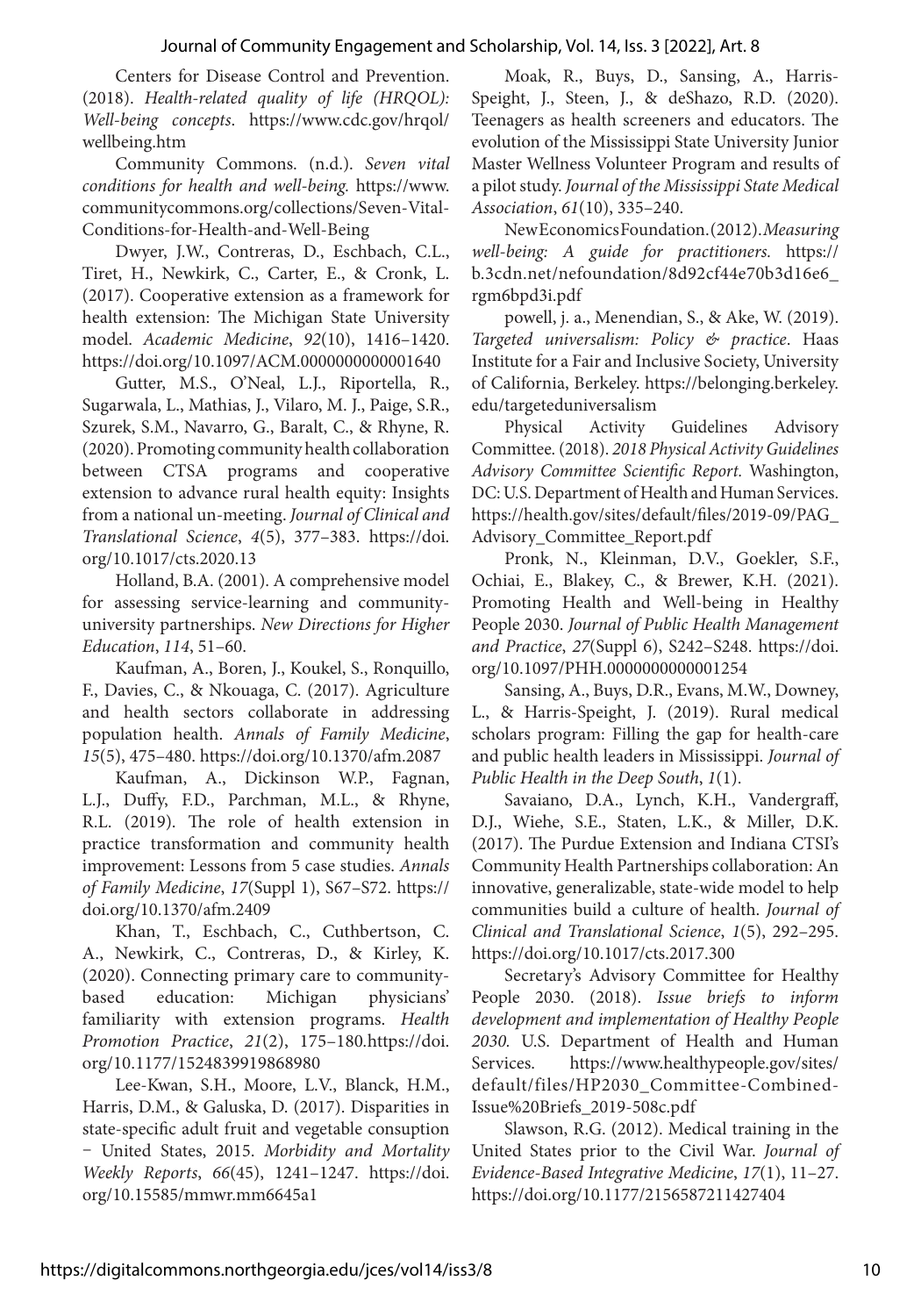Centers for Disease Control and Prevention. (2018). *Health-related quality of life (HRQOL): Well-being concepts*. https://www.cdc.gov/hrqol/wellbeing.htm

Community Commons. (n.d.). *Seven vital conditions for health and well-being.* https://www.communitycommons.org/collections/Seven-Vital-Conditions-for-Health-and-Well-Being

Dwyer, J.W., Contreras, D., Eschbach, C.L., Tiret, H., Newkirk, C., Carter, E., & Cronk, L. (2017). Cooperative extension as a framework for health extension: The Michigan State University model. *Academic Medicine*, *92*(10), 1416–1420. https://doi.org/10.1097/ACM.0000000000001640

Gutter, M.S., O'Neal, L.J., Riportella, R., Sugarwala, L., Mathias, J., Vilaro, M. J., Paige, S.R., Szurek, S.M., Navarro, G., Baralt, C., & Rhyne, R. (2020). Promoting community health collaboration between CTSA programs and cooperative extension to advance rural health equity: Insights from a national un-meeting. *Journal of Clinical and Translational Science*, *4*(5), 377–383. https://doi.org/10.1017/cts.2020.13

Holland, B.A. (2001). A comprehensive model for assessing service-learning and community-university partnerships. *New Directions for Higher Education*, *114*, 51–60.

Kaufman, A., Boren, J., Koukel, S., Ronquillo, F., Davies, C., & Nkouaga, C. (2017). Agriculture and health sectors collaborate in addressing population health. *Annals of Family Medicine*, *15*(5), 475–480. https://doi.org/10.1370/afm.2087

Kaufman, A., Dickinson W.P., Fagnan, L.J., Duffy, F.D., Parchman, M.L., & Rhyne, R.L. (2019). The role of health extension in practice transformation and community health improvement: Lessons from 5 case studies. *Annals of Family Medicine*, *17*(Suppl 1), S67–S72. https://doi.org/10.1370/afm.2409

Khan, T., Eschbach, C., Cuthbertson, C. A., Newkirk, C., Contreras, D., & Kirley, K. (2020). Connecting primary care to community-based education: Michigan physicians' familiarity with extension programs. *Health Promotion Practice*, *21*(2), 175–180.https://doi.org/10.1177/1524839919868980

Lee-Kwan, S.H., Moore, L.V., Blanck, H.M., Harris, D.M., & Galuska, D. (2017). Disparities in state-specific adult fruit and vegetable consuption − United States, 2015. *Morbidity and Mortality Weekly Reports*, *66*(45), 1241–1247. https://doi.org/10.15585/mmwr.mm6645a1

Moak, R., Buys, D., Sansing, A., Harris-Speight, J., Steen, J., & deShazo, R.D. (2020). Teenagers as health screeners and educators. The evolution of the Mississippi State University Junior Master Wellness Volunteer Program and results of a pilot study. *Journal of the Mississippi State Medical Association*, *61*(10), 335–240.

New Economics Foundation. (2012). *Measuring well-being: A guide for practitioners.* https://b.3cdn.net/nefoundation/8d92cf44e70b3d16e6_rgm6bpd3i.pdf

powell, j. a., Menendian, S., & Ake, W. (2019). *Targeted universalism: Policy & practice*. Haas Institute for a Fair and Inclusive Society, University of California, Berkeley. https://belonging.berkeley.edu/targeteduniversalism

Physical Activity Guidelines Advisory Committee. (2018). *2018 Physical Activity Guidelines Advisory Committee Scientific Report.* Washington, DC: U.S. Department of Health and Human Services. https://health.gov/sites/default/files/2019-09/PAG_Advisory_Committee_Report.pdf

Pronk, N., Kleinman, D.V., Goekler, S.F., Ochiai, E., Blakey, C., & Brewer, K.H. (2021). Promoting Health and Well-being in Healthy People 2030. *Journal of Public Health Management and Practice*, *27*(Suppl 6), S242–S248. https://doi.org/10.1097/PHH.0000000000001254

Sansing, A., Buys, D.R., Evans, M.W., Downey, L., & Harris-Speight, J. (2019). Rural medical scholars program: Filling the gap for health-care and public health leaders in Mississippi. *Journal of Public Health in the Deep South*, *1*(1).

Savaiano, D.A., Lynch, K.H., Vandergraff, D.J., Wiehe, S.E., Staten, L.K., & Miller, D.K. (2017). The Purdue Extension and Indiana CTSI's Community Health Partnerships collaboration: An innovative, generalizable, state-wide model to help communities build a culture of health. *Journal of Clinical and Translational Science*, *1*(5), 292–295. https://doi.org/10.1017/cts.2017.300

Secretary's Advisory Committee for Healthy People 2030. (2018). *Issue briefs to inform development and implementation of Healthy People 2030.* U.S. Department of Health and Human Services. https://www.healthypeople.gov/sites/default/files/HP2030_Committee-Combined-Issue%20Briefs_2019-508c.pdf

Slawson, R.G. (2012). Medical training in the United States prior to the Civil War. *Journal of Evidence-Based Integrative Medicine*, *17*(1), 11–27. https://doi.org/10.1177/2156587211427404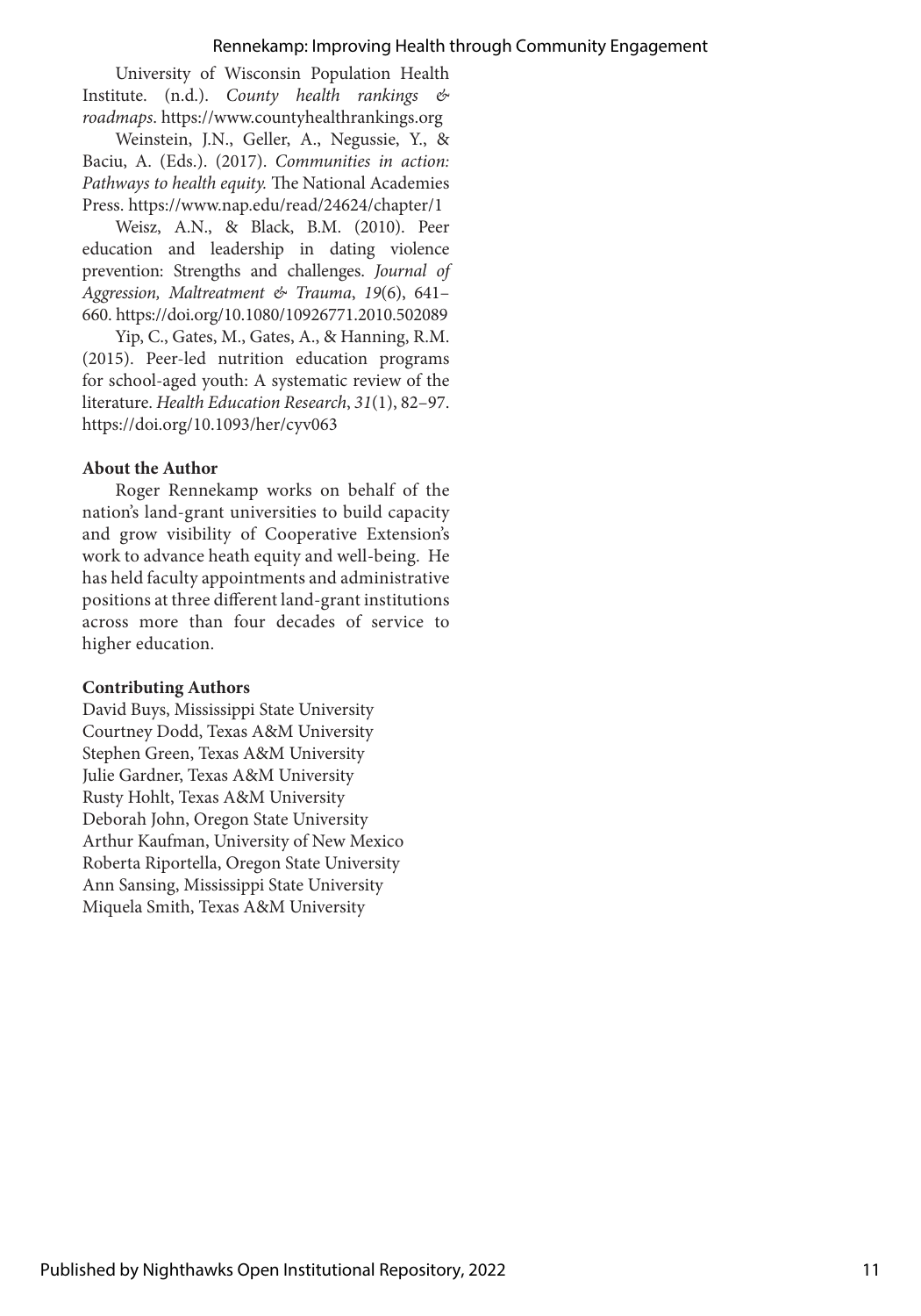University of Wisconsin Population Health Institute. (n.d.). *County health rankings & roadmaps*. https://www.countyhealthrankings.org

Weinstein, J.N., Geller, A., Negussie, Y., & Baciu, A. (Eds.). (2017). *Communities in action: Pathways to health equity.* The National Academies Press. https://www.nap.edu/read/24624/chapter/1

Weisz, A.N., & Black, B.M. (2010). Peer education and leadership in dating violence prevention: Strengths and challenges. *Journal of Aggression, Maltreatment & Trauma*, *19*(6), 641–660. https://doi.org/10.1080/10926771.2010.502089

Yip, C., Gates, M., Gates, A., & Hanning, R.M. (2015). Peer-led nutrition education programs for school-aged youth: A systematic review of the literature. *Health Education Research*, *31*(1), 82–97. https://doi.org/10.1093/her/cyv063

**About the Author**

Roger Rennekamp works on behalf of the nation's land-grant universities to build capacity and grow visibility of Cooperative Extension's work to advance heath equity and well-being. He has held faculty appointments and administrative positions at three different land-grant institutions across more than four decades of service to higher education.

**Contributing Authors**

David Buys, Mississippi State University
Courtney Dodd, Texas A&M University
Stephen Green, Texas A&M University
Julie Gardner, Texas A&M University
Rusty Hohlt, Texas A&M University
Deborah John, Oregon State University
Arthur Kaufman, University of New Mexico
Roberta Riportella, Oregon State University
Ann Sansing, Mississippi State University
Miquela Smith, Texas A&M University